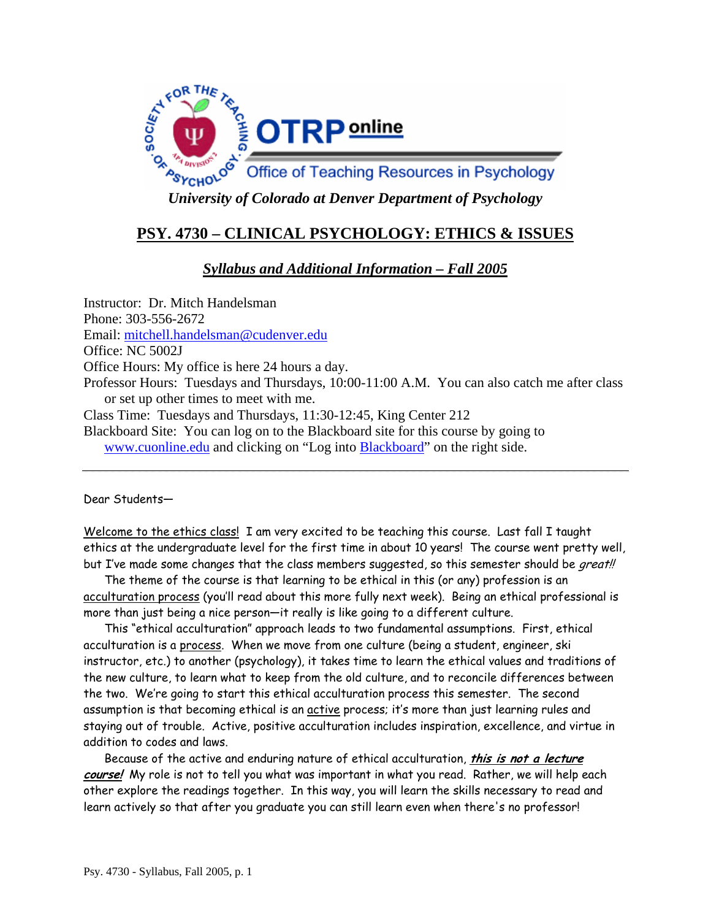OTRP online — Office of Teaching Resources in Psychology

*University of Colorado at Denver Department of Psychology*

# PSY. 4730 – CLINICAL PSYCHOLOGY: ETHICS & ISSUES

## *Syllabus and Additional Information – Fall 2005*

Instructor: Dr. Mitch Handelsman
Phone: 303-556-2672
Email: mitchell.handelsman@cudenver.edu
Office: NC 5002J
Office Hours: My office is here 24 hours a day.
Professor Hours: Tuesdays and Thursdays, 10:00-11:00 A.M. You can also catch me after class or set up other times to meet with me.
Class Time: Tuesdays and Thursdays, 11:30-12:45, King Center 212
Blackboard Site: You can log on to the Blackboard site for this course by going to www.cuonline.edu and clicking on "Log into Blackboard" on the right side.

---

Dear Students—

Welcome to the ethics class! I am very excited to be teaching this course. Last fall I taught ethics at the undergraduate level for the first time in about 10 years! The course went pretty well, but I've made some changes that the class members suggested, so this semester should be *great!!*

The theme of the course is that learning to be ethical in this (or any) profession is an acculturation process (you'll read about this more fully next week). Being an ethical professional is more than just being a nice person—it really is like going to a different culture.

This "ethical acculturation" approach leads to two fundamental assumptions. First, ethical acculturation is a process. When we move from one culture (being a student, engineer, ski instructor, etc.) to another (psychology), it takes time to learn the ethical values and traditions of the new culture, to learn what to keep from the old culture, and to reconcile differences between the two. We're going to start this ethical acculturation process this semester. The second assumption is that becoming ethical is an active process; it's more than just learning rules and staying out of trouble. Active, positive acculturation includes inspiration, excellence, and virtue in addition to codes and laws.

Because of the active and enduring nature of ethical acculturation, ***this is not a lecture course!*** My role is not to tell you what was important in what you read. Rather, we will help each other explore the readings together. In this way, you will learn the skills necessary to read and learn actively so that after you graduate you can still learn even when there's no professor!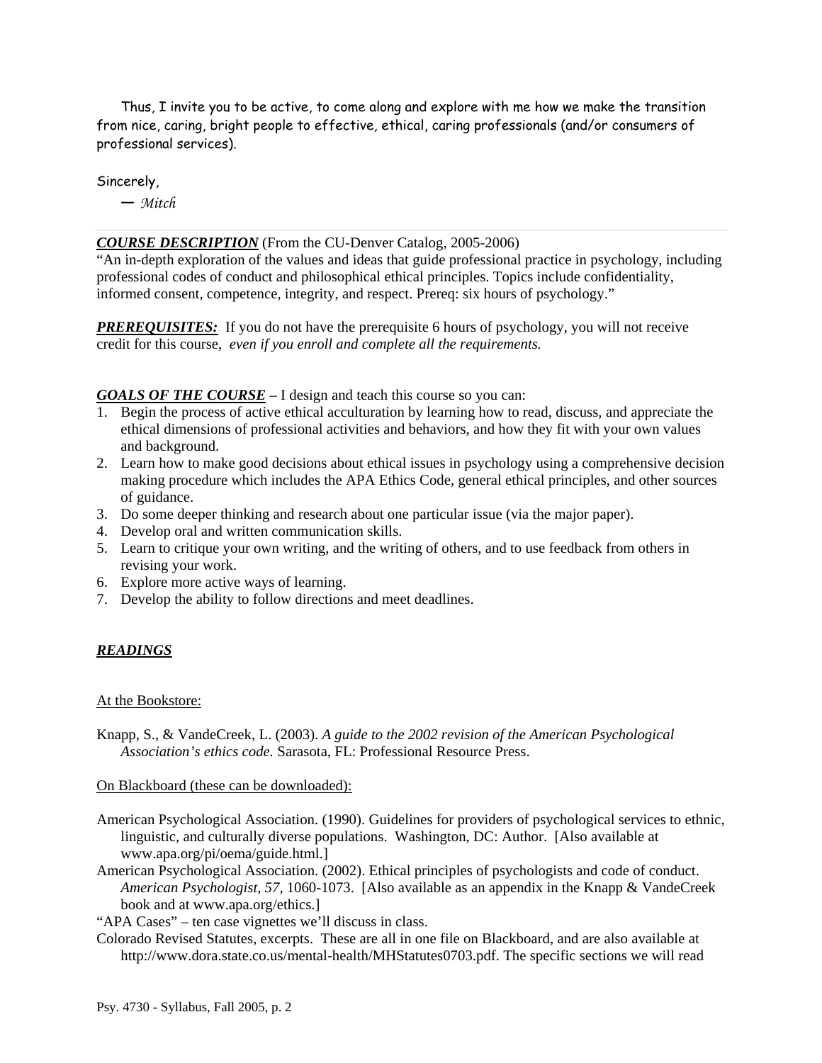Thus, I invite you to be active, to come along and explore with me how we make the transition from nice, caring, bright people to effective, ethical, caring professionals (and/or consumers of professional services).

Sincerely,

— *Mitch*

---

***COURSE DESCRIPTION*** (From the CU-Denver Catalog, 2005-2006)
"An in-depth exploration of the values and ideas that guide professional practice in psychology, including professional codes of conduct and philosophical ethical principles. Topics include confidentiality, informed consent, competence, integrity, and respect. Prereq: six hours of psychology."

***PREREQUISITES:*** If you do not have the prerequisite 6 hours of psychology, you will not receive credit for this course, *even if you enroll and complete all the requirements.*

***GOALS OF THE COURSE*** – I design and teach this course so you can:

1. Begin the process of active ethical acculturation by learning how to read, discuss, and appreciate the ethical dimensions of professional activities and behaviors, and how they fit with your own values and background.
2. Learn how to make good decisions about ethical issues in psychology using a comprehensive decision making procedure which includes the APA Ethics Code, general ethical principles, and other sources of guidance.
3. Do some deeper thinking and research about one particular issue (via the major paper).
4. Develop oral and written communication skills.
5. Learn to critique your own writing, and the writing of others, and to use feedback from others in revising your work.
6. Explore more active ways of learning.
7. Develop the ability to follow directions and meet deadlines.

***READINGS***

At the Bookstore:

Knapp, S., & VandeCreek, L. (2003). *A guide to the 2002 revision of the American Psychological Association's ethics code.* Sarasota, FL: Professional Resource Press.

On Blackboard (these can be downloaded):

American Psychological Association. (1990). Guidelines for providers of psychological services to ethnic, linguistic, and culturally diverse populations. Washington, DC: Author. [Also available at www.apa.org/pi/oema/guide.html.]

American Psychological Association. (2002). Ethical principles of psychologists and code of conduct. *American Psychologist, 57,* 1060-1073. [Also available as an appendix in the Knapp & VandeCreek book and at www.apa.org/ethics.]

"APA Cases" – ten case vignettes we'll discuss in class.

Colorado Revised Statutes, excerpts. These are all in one file on Blackboard, and are also available at http://www.dora.state.co.us/mental-health/MHStatutes0703.pdf. The specific sections we will read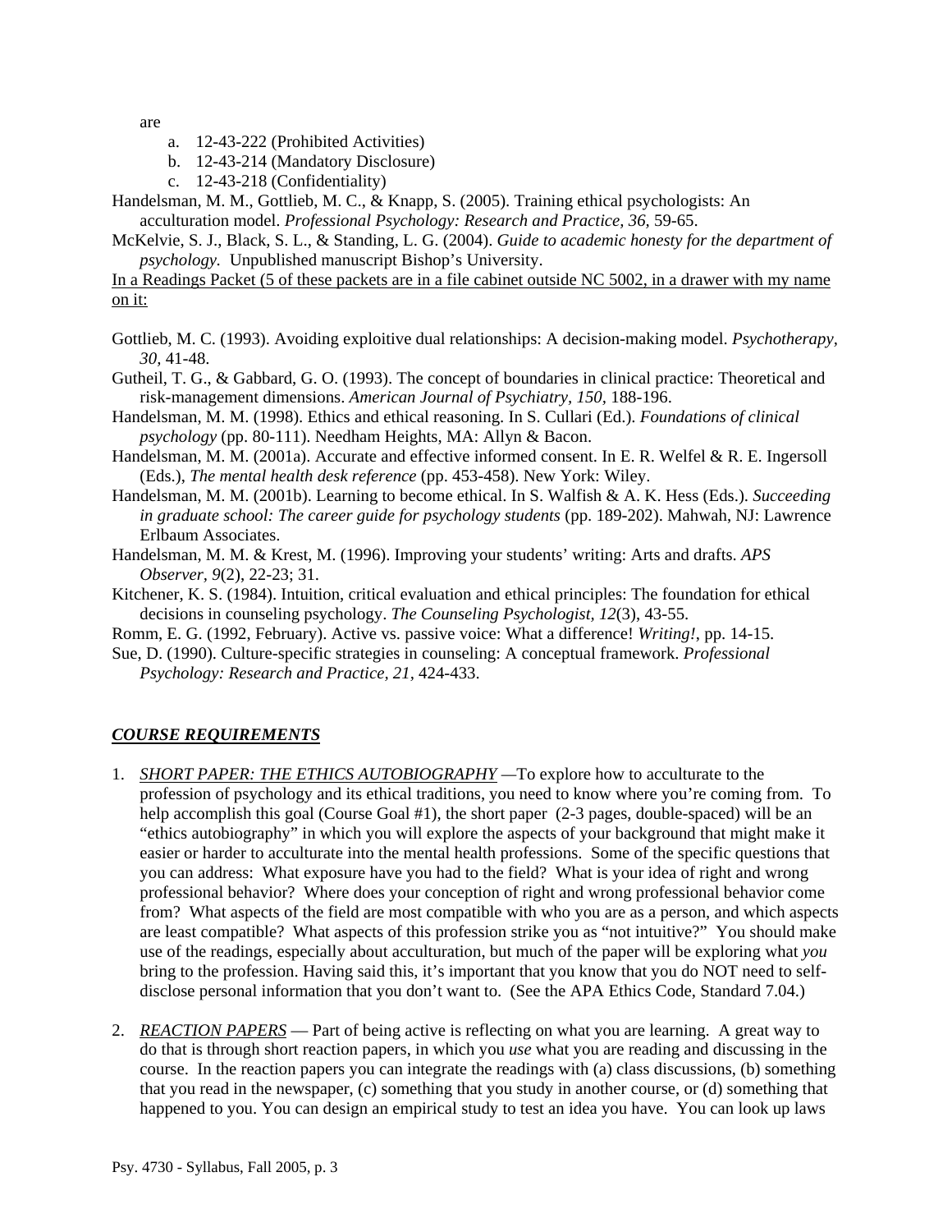are

a. 12-43-222 (Prohibited Activities)
b. 12-43-214 (Mandatory Disclosure)
c. 12-43-218 (Confidentiality)

Handelsman, M. M., Gottlieb, M. C., & Knapp, S. (2005). Training ethical psychologists: An acculturation model. *Professional Psychology: Research and Practice, 36,* 59-65.

McKelvie, S. J., Black, S. L., & Standing, L. G. (2004). *Guide to academic honesty for the department of psychology.* Unpublished manuscript Bishop's University.

<u>In a Readings Packet (5 of these packets are in a file cabinet outside NC 5002, in a drawer with my name on it:</u>

Gottlieb, M. C. (1993). Avoiding exploitive dual relationships: A decision-making model. *Psychotherapy, 30,* 41-48.

Gutheil, T. G., & Gabbard, G. O. (1993). The concept of boundaries in clinical practice: Theoretical and risk-management dimensions. *American Journal of Psychiatry, 150,* 188-196.

Handelsman, M. M. (1998). Ethics and ethical reasoning. In S. Cullari (Ed.). *Foundations of clinical psychology* (pp. 80-111). Needham Heights, MA: Allyn & Bacon.

Handelsman, M. M. (2001a). Accurate and effective informed consent. In E. R. Welfel & R. E. Ingersoll (Eds.), *The mental health desk reference* (pp. 453-458). New York: Wiley.

Handelsman, M. M. (2001b). Learning to become ethical. In S. Walfish & A. K. Hess (Eds.). *Succeeding in graduate school: The career guide for psychology students* (pp. 189-202). Mahwah, NJ: Lawrence Erlbaum Associates.

Handelsman, M. M. & Krest, M. (1996). Improving your students' writing: Arts and drafts. *APS Observer, 9*(2), 22-23; 31.

Kitchener, K. S. (1984). Intuition, critical evaluation and ethical principles: The foundation for ethical decisions in counseling psychology. *The Counseling Psychologist, 12*(3), 43-55.

Romm, E. G. (1992, February). Active vs. passive voice: What a difference! *Writing!*, pp. 14-15.

Sue, D. (1990). Culture-specific strategies in counseling: A conceptual framework. *Professional Psychology: Research and Practice, 21,* 424-433.

## ***<u>COURSE REQUIREMENTS</u>***

1. *<u>SHORT PAPER: THE ETHICS AUTOBIOGRAPHY</u>* —To explore how to acculturate to the profession of psychology and its ethical traditions, you need to know where you're coming from. To help accomplish this goal (Course Goal #1), the short paper (2-3 pages, double-spaced) will be an "ethics autobiography" in which you will explore the aspects of your background that might make it easier or harder to acculturate into the mental health professions. Some of the specific questions that you can address: What exposure have you had to the field? What is your idea of right and wrong professional behavior? Where does your conception of right and wrong professional behavior come from? What aspects of the field are most compatible with who you are as a person, and which aspects are least compatible? What aspects of this profession strike you as "not intuitive?" You should make use of the readings, especially about acculturation, but much of the paper will be exploring what *you* bring to the profession. Having said this, it's important that you know that you do NOT need to self-disclose personal information that you don't want to. (See the APA Ethics Code, Standard 7.04.)

2. *<u>REACTION PAPERS</u>* — Part of being active is reflecting on what you are learning. A great way to do that is through short reaction papers, in which you *use* what you are reading and discussing in the course. In the reaction papers you can integrate the readings with (a) class discussions, (b) something that you read in the newspaper, (c) something that you study in another course, or (d) something that happened to you. You can design an empirical study to test an idea you have. You can look up laws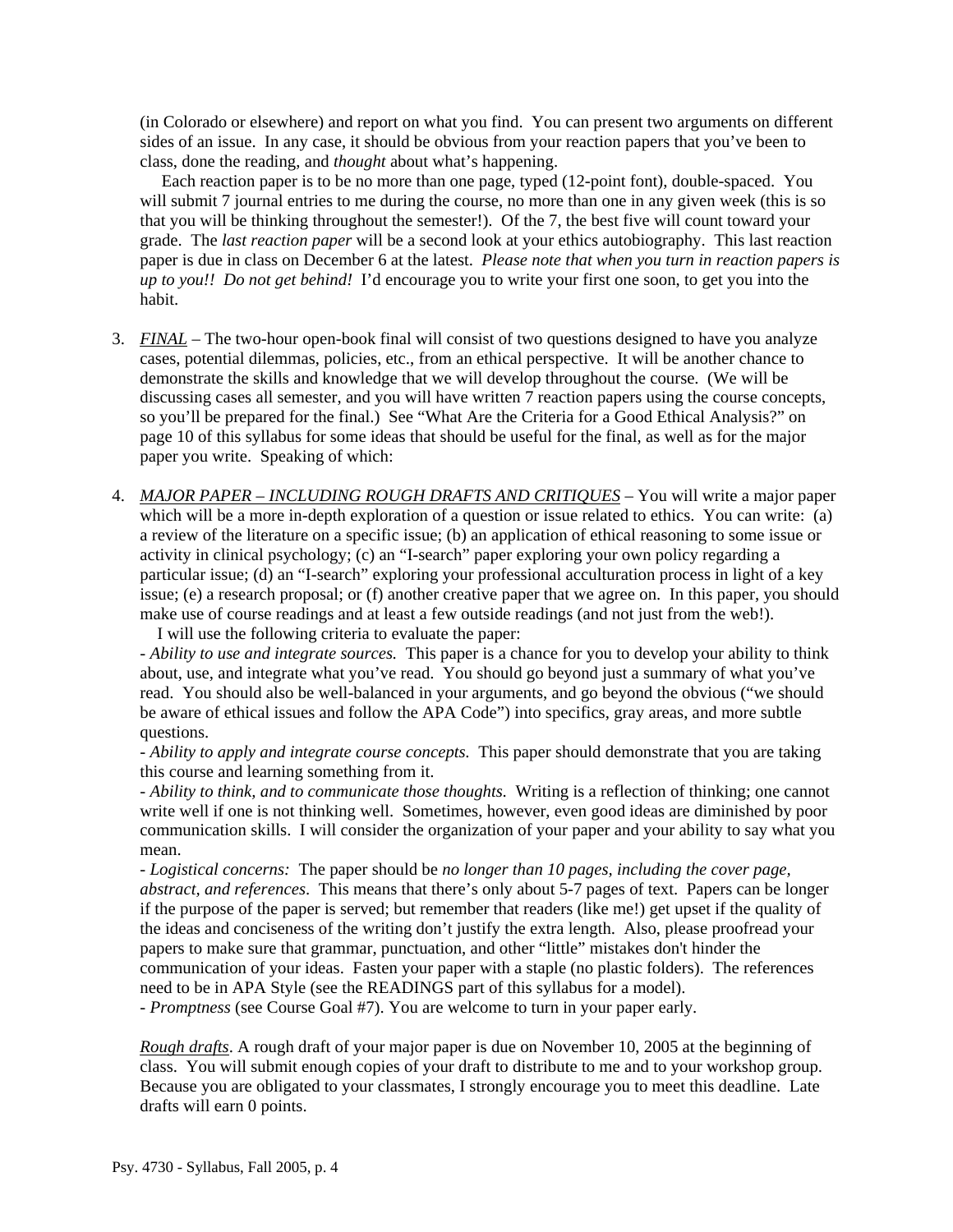(in Colorado or elsewhere) and report on what you find. You can present two arguments on different sides of an issue. In any case, it should be obvious from your reaction papers that you've been to class, done the reading, and *thought* about what's happening.

Each reaction paper is to be no more than one page, typed (12-point font), double-spaced. You will submit 7 journal entries to me during the course, no more than one in any given week (this is so that you will be thinking throughout the semester!). Of the 7, the best five will count toward your grade. The *last reaction paper* will be a second look at your ethics autobiography. This last reaction paper is due in class on December 6 at the latest. *Please note that when you turn in reaction papers is up to you!! Do not get behind!* I'd encourage you to write your first one soon, to get you into the habit.

3. *FINAL* – The two-hour open-book final will consist of two questions designed to have you analyze cases, potential dilemmas, policies, etc., from an ethical perspective. It will be another chance to demonstrate the skills and knowledge that we will develop throughout the course. (We will be discussing cases all semester, and you will have written 7 reaction papers using the course concepts, so you'll be prepared for the final.) See "What Are the Criteria for a Good Ethical Analysis?" on page 10 of this syllabus for some ideas that should be useful for the final, as well as for the major paper you write. Speaking of which:

4. *MAJOR PAPER – INCLUDING ROUGH DRAFTS AND CRITIQUES* – You will write a major paper which will be a more in-depth exploration of a question or issue related to ethics. You can write: (a) a review of the literature on a specific issue; (b) an application of ethical reasoning to some issue or activity in clinical psychology; (c) an "I-search" paper exploring your own policy regarding a particular issue; (d) an "I-search" exploring your professional acculturation process in light of a key issue; (e) a research proposal; or (f) another creative paper that we agree on. In this paper, you should make use of course readings and at least a few outside readings (and not just from the web!).

   I will use the following criteria to evaluate the paper:

   - *Ability to use and integrate sources.* This paper is a chance for you to develop your ability to think about, use, and integrate what you've read. You should go beyond just a summary of what you've read. You should also be well-balanced in your arguments, and go beyond the obvious ("we should be aware of ethical issues and follow the APA Code") into specifics, gray areas, and more subtle questions.
   - *Ability to apply and integrate course concepts.* This paper should demonstrate that you are taking this course and learning something from it.
   - *Ability to think, and to communicate those thoughts.* Writing is a reflection of thinking; one cannot write well if one is not thinking well. Sometimes, however, even good ideas are diminished by poor communication skills. I will consider the organization of your paper and your ability to say what you mean.
   - *Logistical concerns:* The paper should be *no longer than 10 pages, including the cover page, abstract, and references*. This means that there's only about 5-7 pages of text. Papers can be longer if the purpose of the paper is served; but remember that readers (like me!) get upset if the quality of the ideas and conciseness of the writing don't justify the extra length. Also, please proofread your papers to make sure that grammar, punctuation, and other "little" mistakes don't hinder the communication of your ideas. Fasten your paper with a staple (no plastic folders). The references need to be in APA Style (see the READINGS part of this syllabus for a model).
   - *Promptness* (see Course Goal #7). You are welcome to turn in your paper early.

   *Rough drafts*. A rough draft of your major paper is due on November 10, 2005 at the beginning of class. You will submit enough copies of your draft to distribute to me and to your workshop group. Because you are obligated to your classmates, I strongly encourage you to meet this deadline. Late drafts will earn 0 points.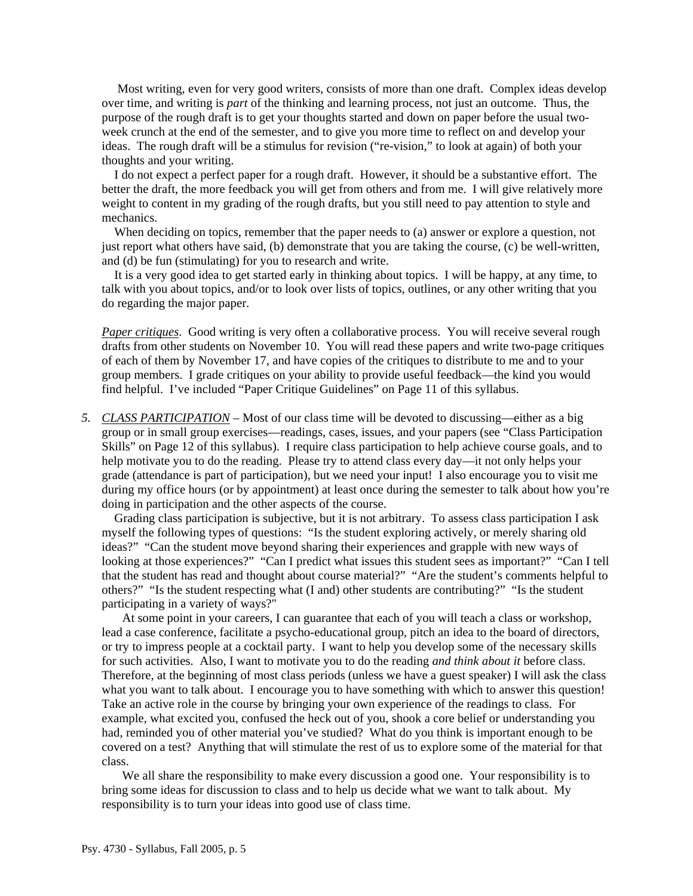Most writing, even for very good writers, consists of more than one draft. Complex ideas develop over time, and writing is *part* of the thinking and learning process, not just an outcome. Thus, the purpose of the rough draft is to get your thoughts started and down on paper before the usual two-week crunch at the end of the semester, and to give you more time to reflect on and develop your ideas. The rough draft will be a stimulus for revision ("re-vision," to look at again) of both your thoughts and your writing.

I do not expect a perfect paper for a rough draft. However, it should be a substantive effort. The better the draft, the more feedback you will get from others and from me. I will give relatively more weight to content in my grading of the rough drafts, but you still need to pay attention to style and mechanics.

When deciding on topics, remember that the paper needs to (a) answer or explore a question, not just report what others have said, (b) demonstrate that you are taking the course, (c) be well-written, and (d) be fun (stimulating) for you to research and write.

It is a very good idea to get started early in thinking about topics. I will be happy, at any time, to talk with you about topics, and/or to look over lists of topics, outlines, or any other writing that you do regarding the major paper.

*Paper critiques*. Good writing is very often a collaborative process. You will receive several rough drafts from other students on November 10. You will read these papers and write two-page critiques of each of them by November 17, and have copies of the critiques to distribute to me and to your group members. I grade critiques on your ability to provide useful feedback—the kind you would find helpful. I've included "Paper Critique Guidelines" on Page 11 of this syllabus.

5. *CLASS PARTICIPATION* – Most of our class time will be devoted to discussing—either as a big group or in small group exercises—readings, cases, issues, and your papers (see "Class Participation Skills" on Page 12 of this syllabus). I require class participation to help achieve course goals, and to help motivate you to do the reading. Please try to attend class every day—it not only helps your grade (attendance is part of participation), but we need your input! I also encourage you to visit me during my office hours (or by appointment) at least once during the semester to talk about how you're doing in participation and the other aspects of the course.

   Grading class participation is subjective, but it is not arbitrary. To assess class participation I ask myself the following types of questions: "Is the student exploring actively, or merely sharing old ideas?" "Can the student move beyond sharing their experiences and grapple with new ways of looking at those experiences?" "Can I predict what issues this student sees as important?" "Can I tell that the student has read and thought about course material?" "Are the student's comments helpful to others?" "Is the student respecting what (I and) other students are contributing?" "Is the student participating in a variety of ways?"

   At some point in your careers, I can guarantee that each of you will teach a class or workshop, lead a case conference, facilitate a psycho-educational group, pitch an idea to the board of directors, or try to impress people at a cocktail party. I want to help you develop some of the necessary skills for such activities. Also, I want to motivate you to do the reading *and think about it* before class. Therefore, at the beginning of most class periods (unless we have a guest speaker) I will ask the class what you want to talk about. I encourage you to have something with which to answer this question! Take an active role in the course by bringing your own experience of the readings to class. For example, what excited you, confused the heck out of you, shook a core belief or understanding you had, reminded you of other material you've studied? What do you think is important enough to be covered on a test? Anything that will stimulate the rest of us to explore some of the material for that class.

   We all share the responsibility to make every discussion a good one. Your responsibility is to bring some ideas for discussion to class and to help us decide what we want to talk about. My responsibility is to turn your ideas into good use of class time.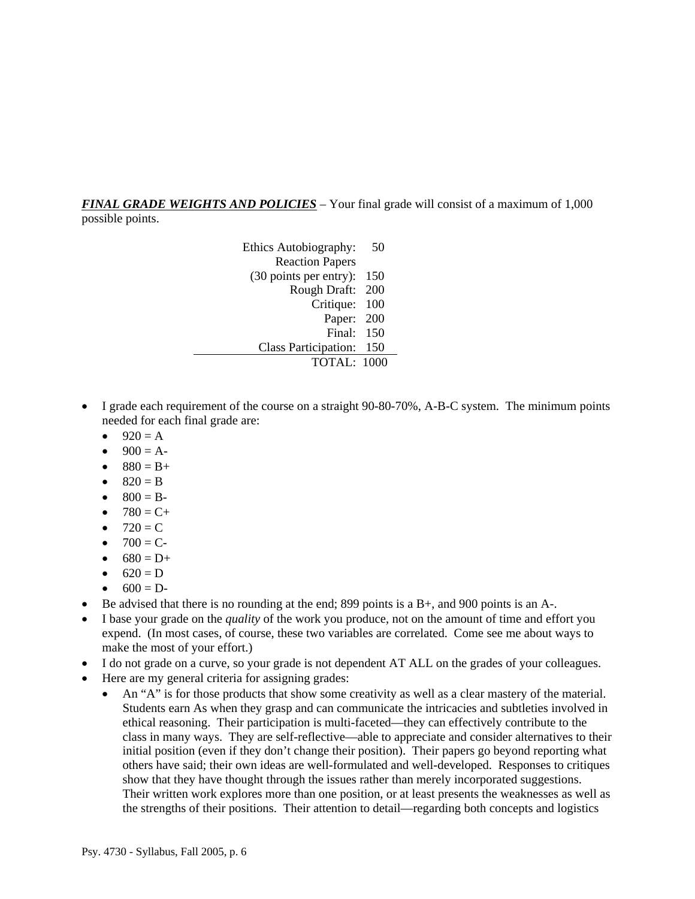***FINAL GRADE WEIGHTS AND POLICIES*** – Your final grade will consist of a maximum of 1,000 possible points.

| Component | Points |
| --- | --- |
| Ethics Autobiography: | 50 |
| Reaction Papers (30 points per entry): | 150 |
| Rough Draft: | 200 |
| Critique: | 100 |
| Paper: | 200 |
| Final: | 150 |
| Class Participation: | 150 |
| TOTAL: | 1000 |

- I grade each requirement of the course on a straight 90-80-70%, A-B-C system. The minimum points needed for each final grade are:
  - 920 = A
  - 900 = A-
  - 880 = B+
  - 820 = B
  - 800 = B-
  - 780 = C+
  - 720 = C
  - 700 = C-
  - 680 = D+
  - 620 = D
  - 600 = D-
- Be advised that there is no rounding at the end; 899 points is a B+, and 900 points is an A-.
- I base your grade on the *quality* of the work you produce, not on the amount of time and effort you expend. (In most cases, of course, these two variables are correlated. Come see me about ways to make the most of your effort.)
- I do not grade on a curve, so your grade is not dependent AT ALL on the grades of your colleagues.
- Here are my general criteria for assigning grades:
  - An "A" is for those products that show some creativity as well as a clear mastery of the material. Students earn As when they grasp and can communicate the intricacies and subtleties involved in ethical reasoning. Their participation is multi-faceted—they can effectively contribute to the class in many ways. They are self-reflective—able to appreciate and consider alternatives to their initial position (even if they don't change their position). Their papers go beyond reporting what others have said; their own ideas are well-formulated and well-developed. Responses to critiques show that they have thought through the issues rather than merely incorporated suggestions. Their written work explores more than one position, or at least presents the weaknesses as well as the strengths of their positions. Their attention to detail—regarding both concepts and logistics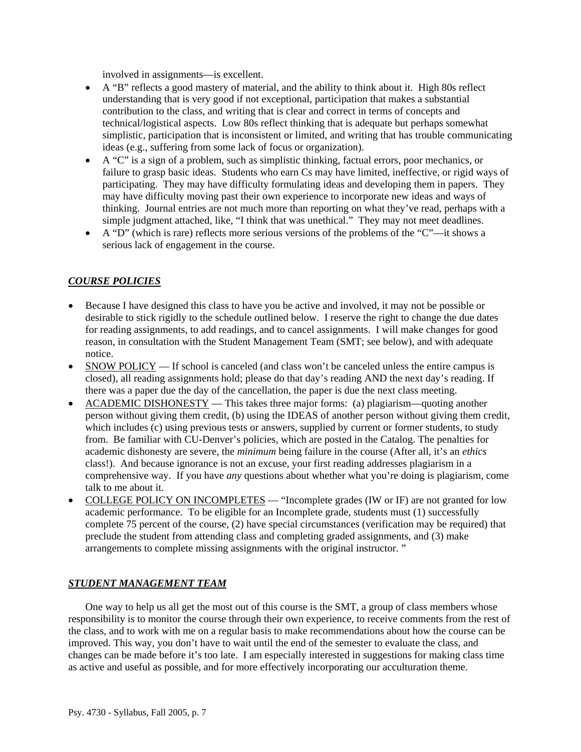involved in assignments—is excellent.

- A "B" reflects a good mastery of material, and the ability to think about it. High 80s reflect understanding that is very good if not exceptional, participation that makes a substantial contribution to the class, and writing that is clear and correct in terms of concepts and technical/logistical aspects. Low 80s reflect thinking that is adequate but perhaps somewhat simplistic, participation that is inconsistent or limited, and writing that has trouble communicating ideas (e.g., suffering from some lack of focus or organization).
- A "C" is a sign of a problem, such as simplistic thinking, factual errors, poor mechanics, or failure to grasp basic ideas. Students who earn Cs may have limited, ineffective, or rigid ways of participating. They may have difficulty formulating ideas and developing them in papers. They may have difficulty moving past their own experience to incorporate new ideas and ways of thinking. Journal entries are not much more than reporting on what they've read, perhaps with a simple judgment attached, like, "I think that was unethical." They may not meet deadlines.
- A "D" (which is rare) reflects more serious versions of the problems of the "C"—it shows a serious lack of engagement in the course.

## ***COURSE POLICIES***

- Because I have designed this class to have you be active and involved, it may not be possible or desirable to stick rigidly to the schedule outlined below. I reserve the right to change the due dates for reading assignments, to add readings, and to cancel assignments. I will make changes for good reason, in consultation with the Student Management Team (SMT; see below), and with adequate notice.
- SNOW POLICY — If school is canceled (and class won't be canceled unless the entire campus is closed), all reading assignments hold; please do that day's reading AND the next day's reading. If there was a paper due the day of the cancellation, the paper is due the next class meeting.
- ACADEMIC DISHONESTY — This takes three major forms: (a) plagiarism—quoting another person without giving them credit, (b) using the IDEAS of another person without giving them credit, which includes (c) using previous tests or answers, supplied by current or former students, to study from. Be familiar with CU-Denver's policies, which are posted in the Catalog. The penalties for academic dishonesty are severe, the *minimum* being failure in the course (After all, it's an *ethics* class!). And because ignorance is not an excuse, your first reading addresses plagiarism in a comprehensive way. If you have *any* questions about whether what you're doing is plagiarism, come talk to me about it.
- COLLEGE POLICY ON INCOMPLETES — "Incomplete grades (IW or IF) are not granted for low academic performance. To be eligible for an Incomplete grade, students must (1) successfully complete 75 percent of the course, (2) have special circumstances (verification may be required) that preclude the student from attending class and completing graded assignments, and (3) make arrangements to complete missing assignments with the original instructor. "

## ***STUDENT MANAGEMENT TEAM***

One way to help us all get the most out of this course is the SMT, a group of class members whose responsibility is to monitor the course through their own experience, to receive comments from the rest of the class, and to work with me on a regular basis to make recommendations about how the course can be improved. This way, you don't have to wait until the end of the semester to evaluate the class, and changes can be made before it's too late. I am especially interested in suggestions for making class time as active and useful as possible, and for more effectively incorporating our acculturation theme.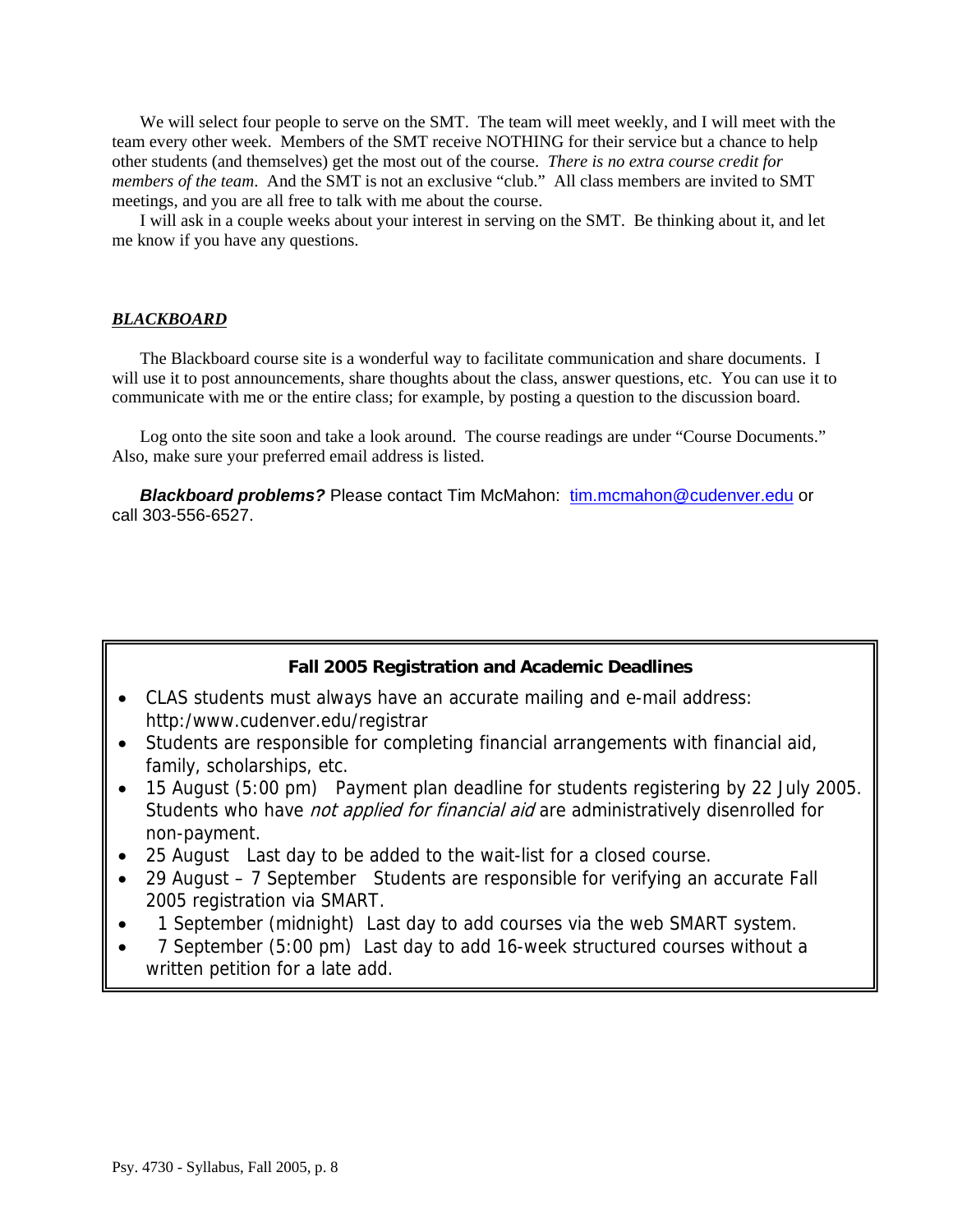We will select four people to serve on the SMT. The team will meet weekly, and I will meet with the team every other week. Members of the SMT receive NOTHING for their service but a chance to help other students (and themselves) get the most out of the course. *There is no extra course credit for members of the team*. And the SMT is not an exclusive "club." All class members are invited to SMT meetings, and you are all free to talk with me about the course.

I will ask in a couple weeks about your interest in serving on the SMT. Be thinking about it, and let me know if you have any questions.

### ***BLACKBOARD***

The Blackboard course site is a wonderful way to facilitate communication and share documents. I will use it to post announcements, share thoughts about the class, answer questions, etc. You can use it to communicate with me or the entire class; for example, by posting a question to the discussion board.

Log onto the site soon and take a look around. The course readings are under "Course Documents." Also, make sure your preferred email address is listed.

***Blackboard problems?*** Please contact Tim McMahon: tim.mcmahon@cudenver.edu or call 303-556-6527.

**Fall 2005 Registration and Academic Deadlines**

- CLAS students must always have an accurate mailing and e-mail address: http:/www.cudenver.edu/registrar
- Students are responsible for completing financial arrangements with financial aid, family, scholarships, etc.
- 15 August (5:00 pm) Payment plan deadline for students registering by 22 July 2005. Students who have *not applied for financial aid* are administratively disenrolled for non-payment.
- 25 August Last day to be added to the wait-list for a closed course.
- 29 August – 7 September Students are responsible for verifying an accurate Fall 2005 registration via SMART.
- 1 September (midnight) Last day to add courses via the web SMART system.
- 7 September (5:00 pm) Last day to add 16-week structured courses without a written petition for a late add.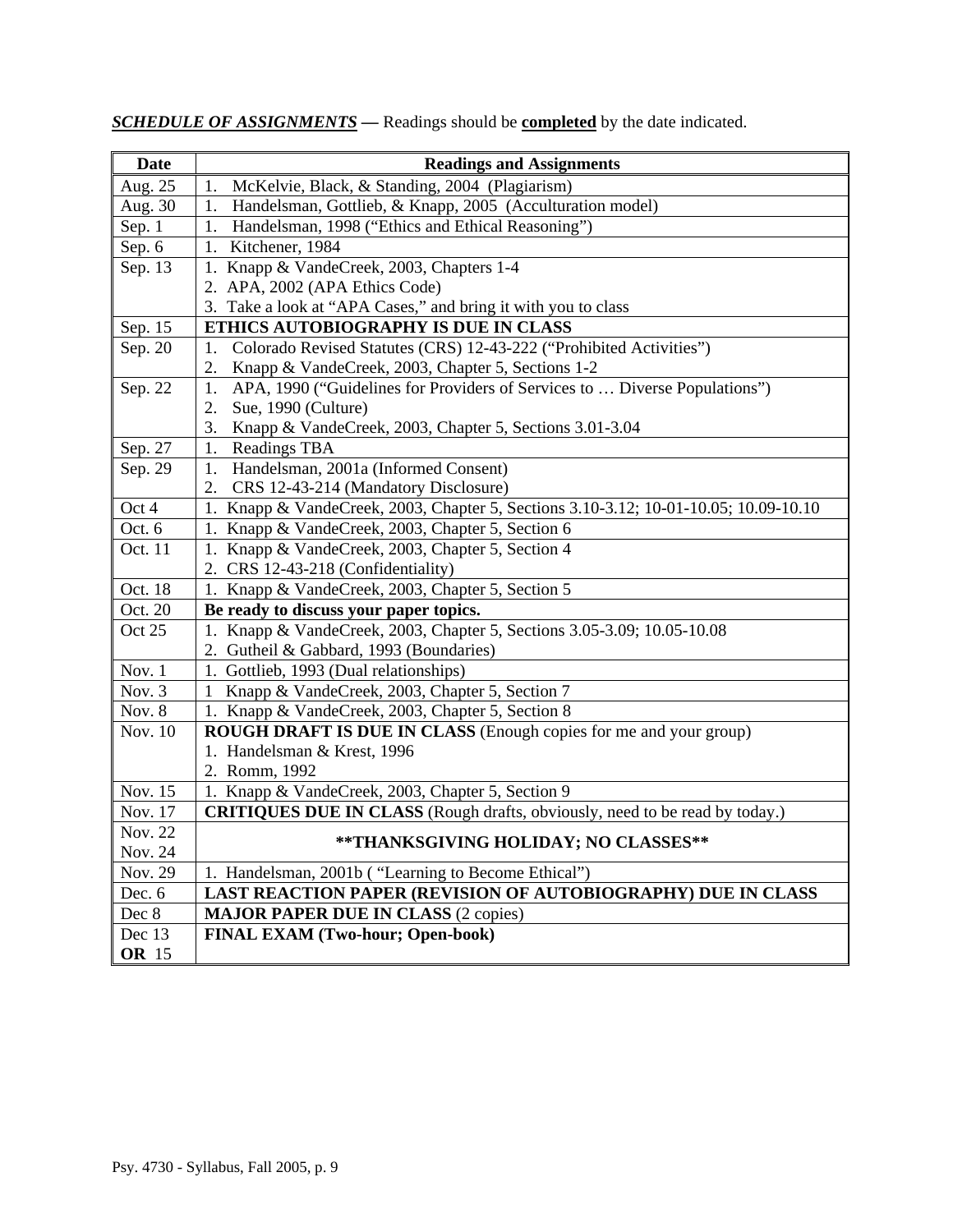***SCHEDULE OF ASSIGNMENTS*** **—** Readings should be **completed** by the date indicated.

| Date | Readings and Assignments |
|---|---|
| Aug. 25 | 1. McKelvie, Black, & Standing, 2004 (Plagiarism) |
| Aug. 30 | 1. Handelsman, Gottlieb, & Knapp, 2005 (Acculturation model) |
| Sep. 1 | 1. Handelsman, 1998 ("Ethics and Ethical Reasoning") |
| Sep. 6 | 1. Kitchener, 1984 |
| Sep. 13 | 1. Knapp & VandeCreek, 2003, Chapters 1-4<br>2. APA, 2002 (APA Ethics Code)<br>3. Take a look at "APA Cases," and bring it with you to class |
| Sep. 15 | **ETHICS AUTOBIOGRAPHY IS DUE IN CLASS** |
| Sep. 20 | 1. Colorado Revised Statutes (CRS) 12-43-222 ("Prohibited Activities")<br>2. Knapp & VandeCreek, 2003, Chapter 5, Sections 1-2 |
| Sep. 22 | 1. APA, 1990 ("Guidelines for Providers of Services to … Diverse Populations")<br>2. Sue, 1990 (Culture)<br>3. Knapp & VandeCreek, 2003, Chapter 5, Sections 3.01-3.04 |
| Sep. 27 | 1. Readings TBA |
| Sep. 29 | 1. Handelsman, 2001a (Informed Consent)<br>2. CRS 12-43-214 (Mandatory Disclosure) |
| Oct 4 | 1. Knapp & VandeCreek, 2003, Chapter 5, Sections 3.10-3.12; 10-01-10.05; 10.09-10.10 |
| Oct. 6 | 1. Knapp & VandeCreek, 2003, Chapter 5, Section 6 |
| Oct. 11 | 1. Knapp & VandeCreek, 2003, Chapter 5, Section 4<br>2. CRS 12-43-218 (Confidentiality) |
| Oct. 18 | 1. Knapp & VandeCreek, 2003, Chapter 5, Section 5 |
| Oct. 20 | **Be ready to discuss your paper topics.** |
| Oct 25 | 1. Knapp & VandeCreek, 2003, Chapter 5, Sections 3.05-3.09; 10.05-10.08<br>2. Gutheil & Gabbard, 1993 (Boundaries) |
| Nov. 1 | 1. Gottlieb, 1993 (Dual relationships) |
| Nov. 3 | 1 Knapp & VandeCreek, 2003, Chapter 5, Section 7 |
| Nov. 8 | 1. Knapp & VandeCreek, 2003, Chapter 5, Section 8 |
| Nov. 10 | **ROUGH DRAFT IS DUE IN CLASS** (Enough copies for me and your group)<br>1. Handelsman & Krest, 1996<br>2. Romm, 1992 |
| Nov. 15 | 1. Knapp & VandeCreek, 2003, Chapter 5, Section 9 |
| Nov. 17 | **CRITIQUES DUE IN CLASS** (Rough drafts, obviously, need to be read by today.) |
| Nov. 22<br>Nov. 24 | **\*\*THANKSGIVING HOLIDAY; NO CLASSES\*\*** |
| Nov. 29 | 1. Handelsman, 2001b ( "Learning to Become Ethical") |
| Dec. 6 | **LAST REACTION PAPER (REVISION OF AUTOBIOGRAPHY) DUE IN CLASS** |
| Dec 8 | **MAJOR PAPER DUE IN CLASS** (2 copies) |
| Dec 13<br>**OR** 15 | **FINAL EXAM (Two-hour; Open-book)** |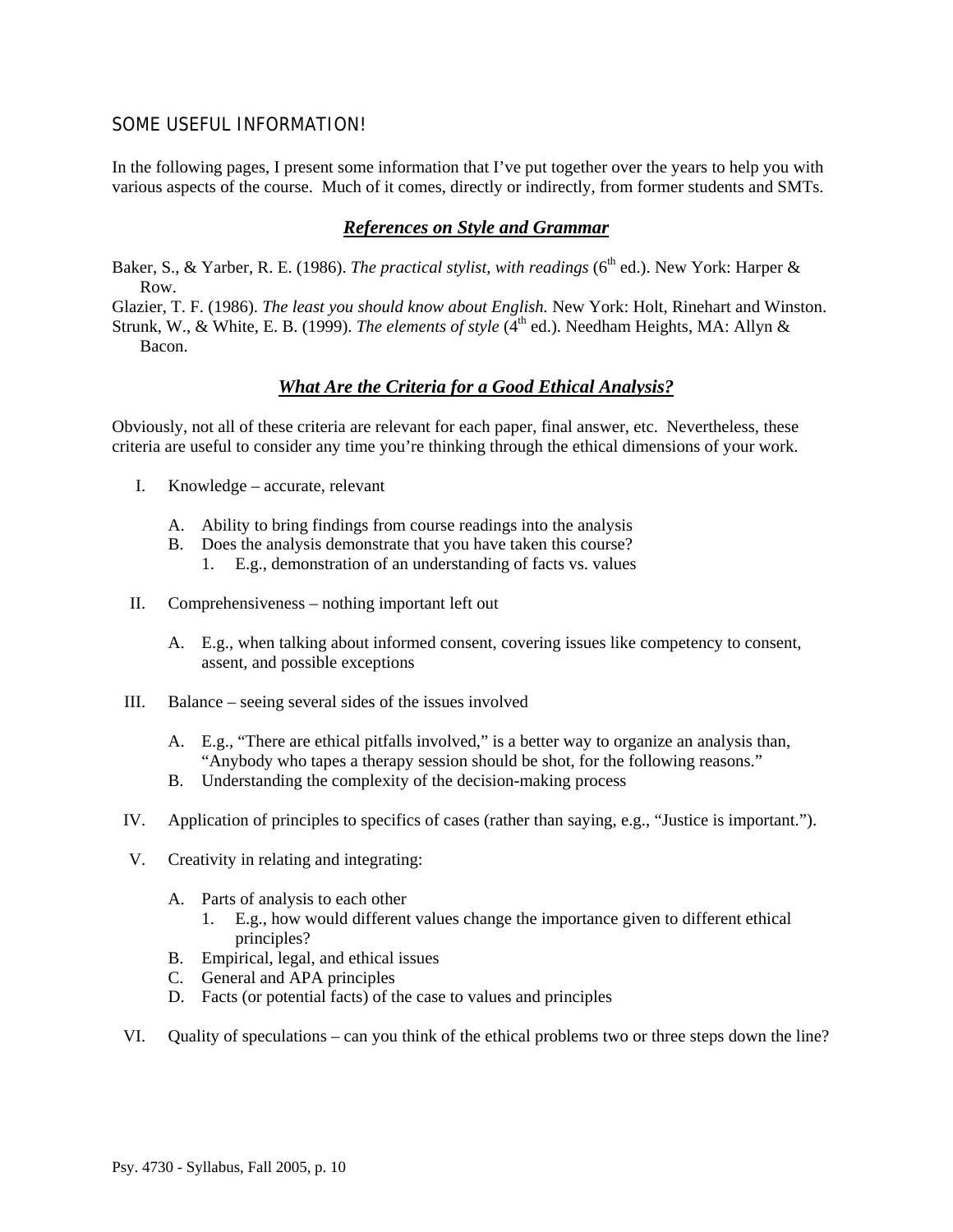## SOME USEFUL INFORMATION!

In the following pages, I present some information that I've put together over the years to help you with various aspects of the course. Much of it comes, directly or indirectly, from former students and SMTs.

### ***References on Style and Grammar***

Baker, S., & Yarber, R. E. (1986). *The practical stylist, with readings* (6th ed.). New York: Harper & Row.

Glazier, T. F. (1986). *The least you should know about English.* New York: Holt, Rinehart and Winston.

Strunk, W., & White, E. B. (1999). *The elements of style* (4th ed.). Needham Heights, MA: Allyn & Bacon.

### ***What Are the Criteria for a Good Ethical Analysis?***

Obviously, not all of these criteria are relevant for each paper, final answer, etc. Nevertheless, these criteria are useful to consider any time you're thinking through the ethical dimensions of your work.

I. Knowledge – accurate, relevant

   A. Ability to bring findings from course readings into the analysis
   
   B. Does the analysis demonstrate that you have taken this course?
   
      1. E.g., demonstration of an understanding of facts vs. values

II. Comprehensiveness – nothing important left out

   A. E.g., when talking about informed consent, covering issues like competency to consent, assent, and possible exceptions

III. Balance – seeing several sides of the issues involved

   A. E.g., "There are ethical pitfalls involved," is a better way to organize an analysis than, "Anybody who tapes a therapy session should be shot, for the following reasons."
   
   B. Understanding the complexity of the decision-making process

IV. Application of principles to specifics of cases (rather than saying, e.g., "Justice is important.").

V. Creativity in relating and integrating:

   A. Parts of analysis to each other
   
      1. E.g., how would different values change the importance given to different ethical principles?
      
   B. Empirical, legal, and ethical issues
   
   C. General and APA principles
   
   D. Facts (or potential facts) of the case to values and principles

VI. Quality of speculations – can you think of the ethical problems two or three steps down the line?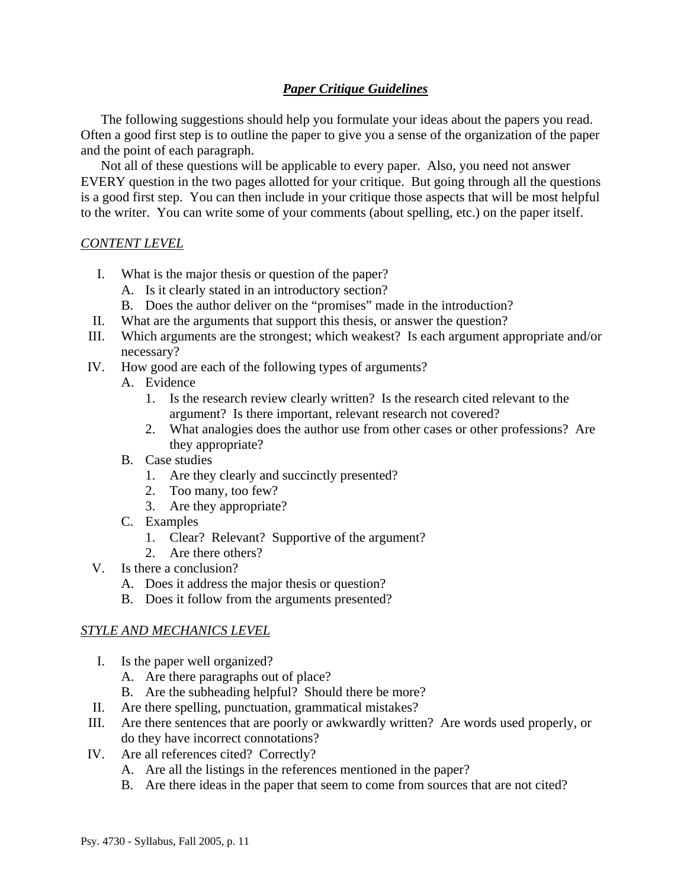## ***Paper Critique Guidelines***

The following suggestions should help you formulate your ideas about the papers you read. Often a good first step is to outline the paper to give you a sense of the organization of the paper and the point of each paragraph.

Not all of these questions will be applicable to every paper. Also, you need not answer EVERY question in the two pages allotted for your critique. But going through all the questions is a good first step. You can then include in your critique those aspects that will be most helpful to the writer. You can write some of your comments (about spelling, etc.) on the paper itself.

### CONTENT LEVEL

I. What is the major thesis or question of the paper?
   - A. Is it clearly stated in an introductory section?
   - B. Does the author deliver on the “promises” made in the introduction?

II. What are the arguments that support this thesis, or answer the question?

III. Which arguments are the strongest; which weakest? Is each argument appropriate and/or necessary?

IV. How good are each of the following types of arguments?
   - A. Evidence
     1. Is the research review clearly written? Is the research cited relevant to the argument? Is there important, relevant research not covered?
     2. What analogies does the author use from other cases or other professions? Are they appropriate?
   - B. Case studies
     1. Are they clearly and succinctly presented?
     2. Too many, too few?
     3. Are they appropriate?
   - C. Examples
     1. Clear? Relevant? Supportive of the argument?
     2. Are there others?

V. Is there a conclusion?
   - A. Does it address the major thesis or question?
   - B. Does it follow from the arguments presented?

### STYLE AND MECHANICS LEVEL

I. Is the paper well organized?
   - A. Are there paragraphs out of place?
   - B. Are the subheading helpful? Should there be more?

II. Are there spelling, punctuation, grammatical mistakes?

III. Are there sentences that are poorly or awkwardly written? Are words used properly, or do they have incorrect connotations?

IV. Are all references cited? Correctly?
   - A. Are all the listings in the references mentioned in the paper?
   - B. Are there ideas in the paper that seem to come from sources that are not cited?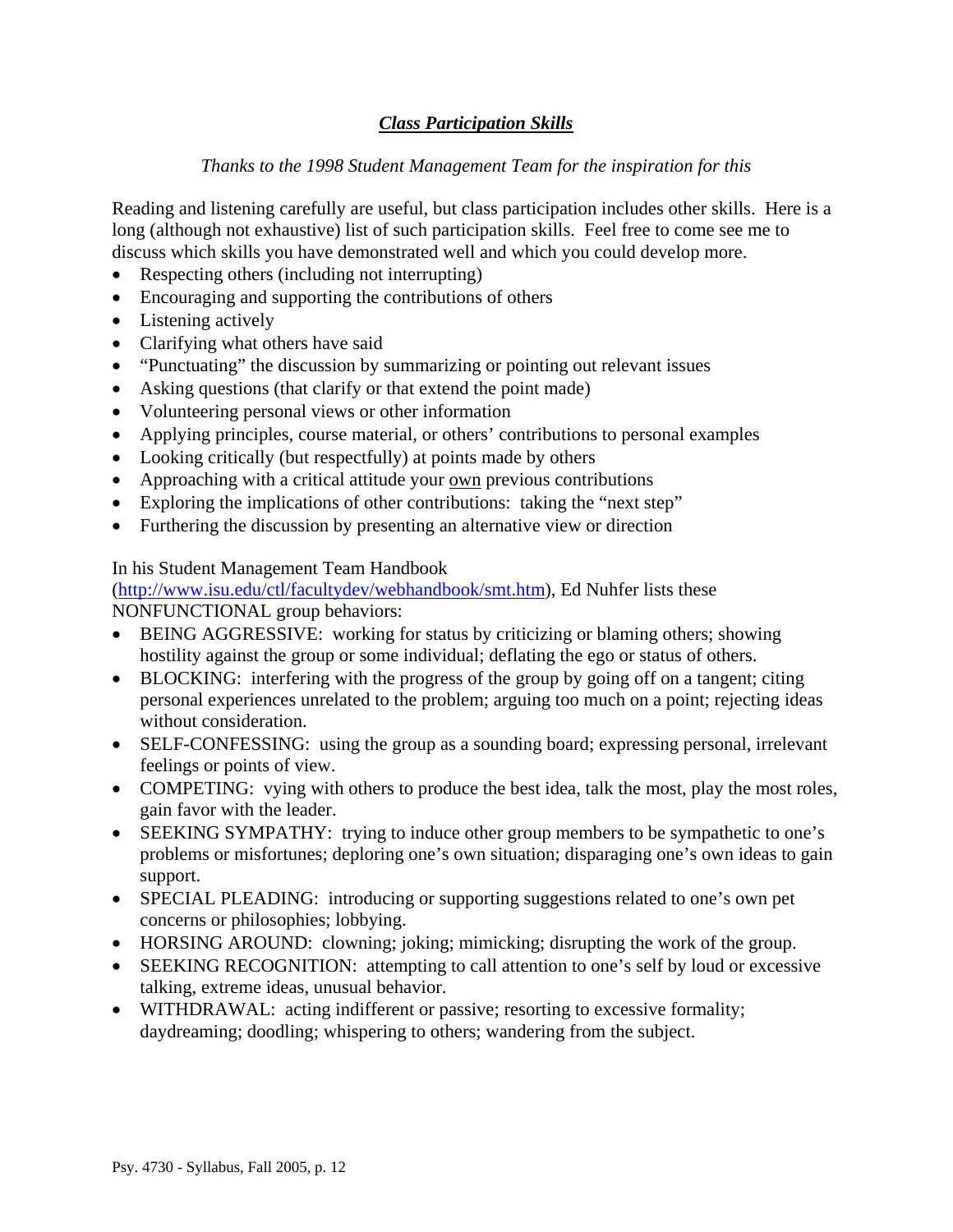# ***Class Participation Skills***

*Thanks to the 1998 Student Management Team for the inspiration for this*

Reading and listening carefully are useful, but class participation includes other skills. Here is a long (although not exhaustive) list of such participation skills. Feel free to come see me to discuss which skills you have demonstrated well and which you could develop more.

- Respecting others (including not interrupting)
- Encouraging and supporting the contributions of others
- Listening actively
- Clarifying what others have said
- "Punctuating" the discussion by summarizing or pointing out relevant issues
- Asking questions (that clarify or that extend the point made)
- Volunteering personal views or other information
- Applying principles, course material, or others' contributions to personal examples
- Looking critically (but respectfully) at points made by others
- Approaching with a critical attitude your <u>own</u> previous contributions
- Exploring the implications of other contributions: taking the "next step"
- Furthering the discussion by presenting an alternative view or direction

In his Student Management Team Handbook (http://www.isu.edu/ctl/facultydev/webhandbook/smt.htm), Ed Nuhfer lists these NONFUNCTIONAL group behaviors:

- BEING AGGRESSIVE: working for status by criticizing or blaming others; showing hostility against the group or some individual; deflating the ego or status of others.
- BLOCKING: interfering with the progress of the group by going off on a tangent; citing personal experiences unrelated to the problem; arguing too much on a point; rejecting ideas without consideration.
- SELF-CONFESSING: using the group as a sounding board; expressing personal, irrelevant feelings or points of view.
- COMPETING: vying with others to produce the best idea, talk the most, play the most roles, gain favor with the leader.
- SEEKING SYMPATHY: trying to induce other group members to be sympathetic to one's problems or misfortunes; deploring one's own situation; disparaging one's own ideas to gain support.
- SPECIAL PLEADING: introducing or supporting suggestions related to one's own pet concerns or philosophies; lobbying.
- HORSING AROUND: clowning; joking; mimicking; disrupting the work of the group.
- SEEKING RECOGNITION: attempting to call attention to one's self by loud or excessive talking, extreme ideas, unusual behavior.
- WITHDRAWAL: acting indifferent or passive; resorting to excessive formality; daydreaming; doodling; whispering to others; wandering from the subject.